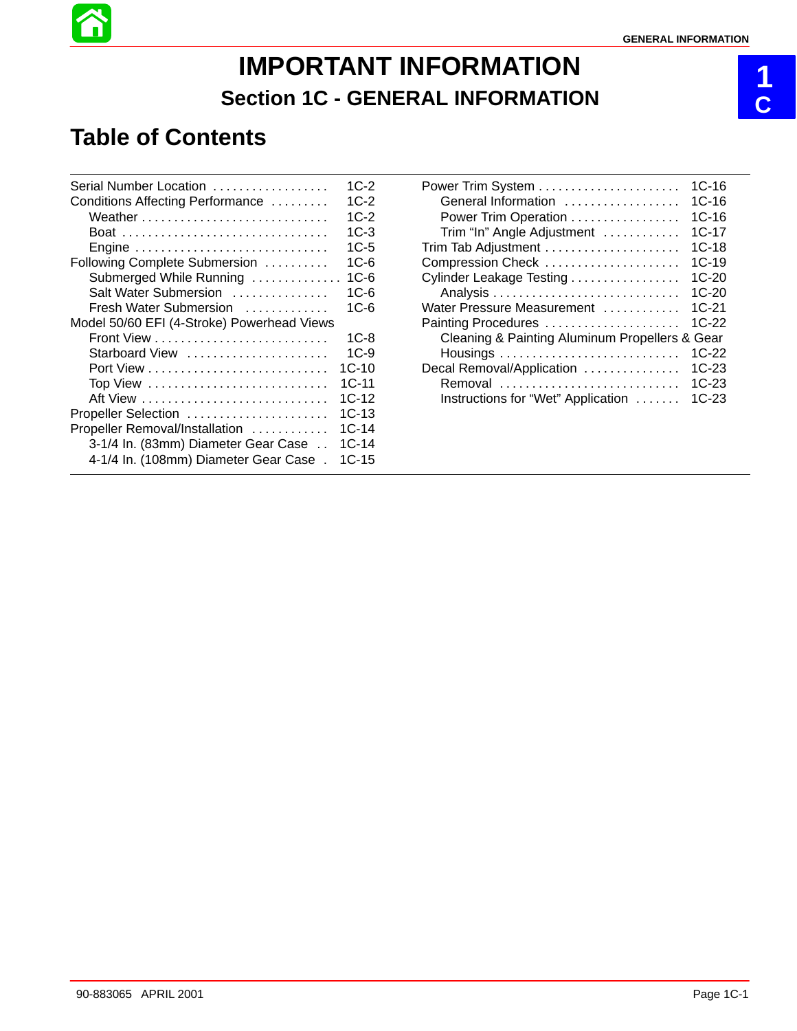# IMPORTANT INFORMATION

## Section 1C - GENERAL INFORMATION

## Table of Contents

| | |
|---|---|
| Serial Number Location | 1C-2 |
| Conditions Affecting Performance | 1C-2 |
| Weather | 1C-2 |
| Boat | 1C-3 |
| Engine | 1C-5 |
| Following Complete Submersion | 1C-6 |
| Submerged While Running | 1C-6 |
| Salt Water Submersion | 1C-6 |
| Fresh Water Submersion | 1C-6 |
| Model 50/60 EFI (4-Stroke) Powerhead Views | |
| Front View | 1C-8 |
| Starboard View | 1C-9 |
| Port View | 1C-10 |
| Top View | 1C-11 |
| Aft View | 1C-12 |
| Propeller Selection | 1C-13 |
| Propeller Removal/Installation | 1C-14 |
| 3-1/4 In. (83mm) Diameter Gear Case | 1C-14 |
| 4-1/4 In. (108mm) Diameter Gear Case | 1C-15 |
| Power Trim System | 1C-16 |
| General Information | 1C-16 |
| Power Trim Operation | 1C-16 |
| Trim “In” Angle Adjustment | 1C-17 |
| Trim Tab Adjustment | 1C-18 |
| Compression Check | 1C-19 |
| Cylinder Leakage Testing | 1C-20 |
| Analysis | 1C-20 |
| Water Pressure Measurement | 1C-21 |
| Painting Procedures | 1C-22 |
| Cleaning & Painting Aluminum Propellers & Gear Housings | 1C-22 |
| Decal Removal/Application | 1C-23 |
| Removal | 1C-23 |
| Instructions for “Wet” Application | 1C-23 |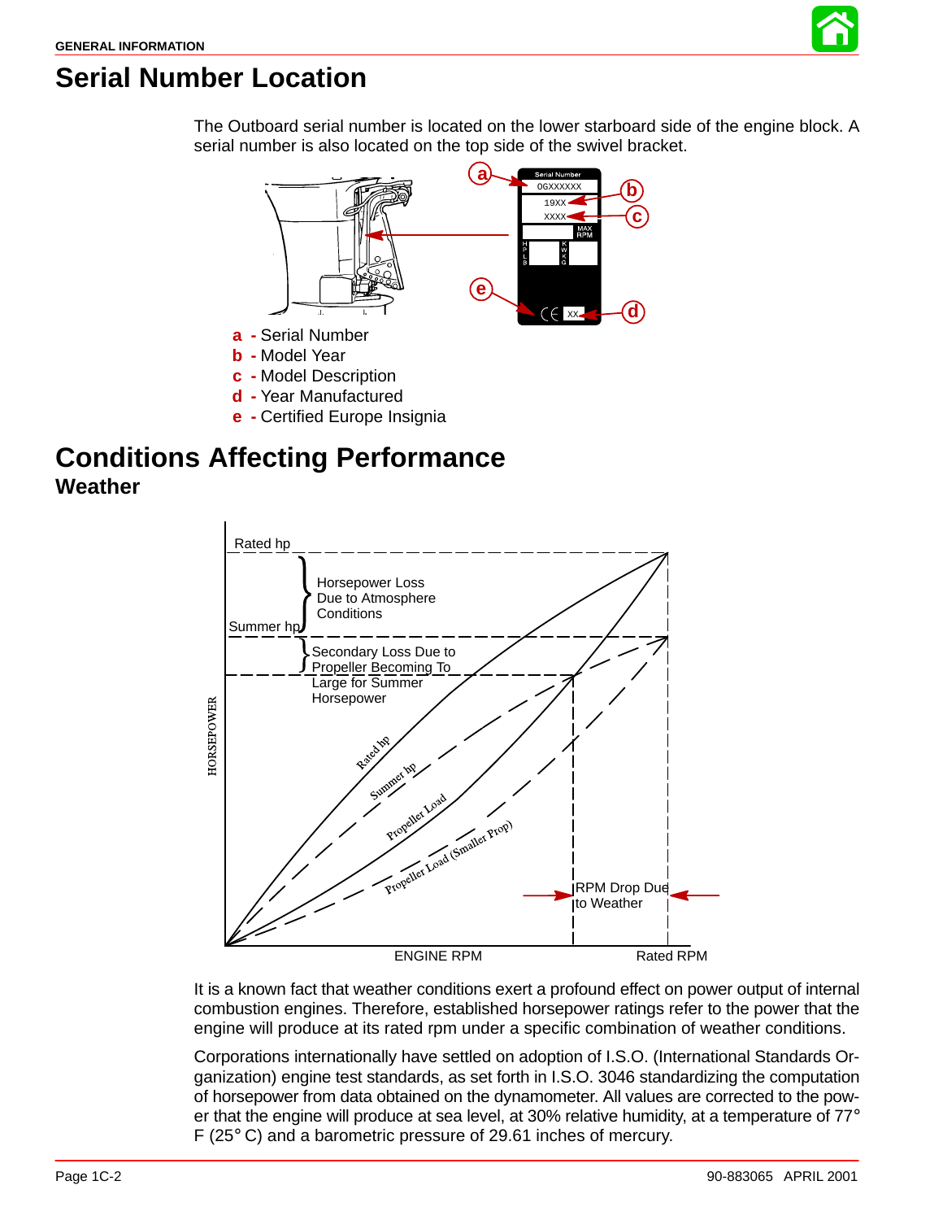## Serial Number Location

The Outboard serial number is located on the lower starboard side of the engine block. A serial number is also located on the top side of the swivel bracket.

- **a** - Serial Number
- **b** - Model Year
- **c** - Model Description
- **d** - Year Manufactured
- **e** - Certified Europe Insignia

## Conditions Affecting Performance

### Weather

It is a known fact that weather conditions exert a profound effect on power output of internal combustion engines. Therefore, established horsepower ratings refer to the power that the engine will produce at its rated rpm under a specific combination of weather conditions.

Corporations internationally have settled on adoption of I.S.O. (International Standards Organization) engine test standards, as set forth in I.S.O. 3046 standardizing the computation of horsepower from data obtained on the dynamometer. All values are corrected to the power that the engine will produce at sea level, at 30% relative humidity, at a temperature of 77° F (25° C) and a barometric pressure of 29.61 inches of mercury.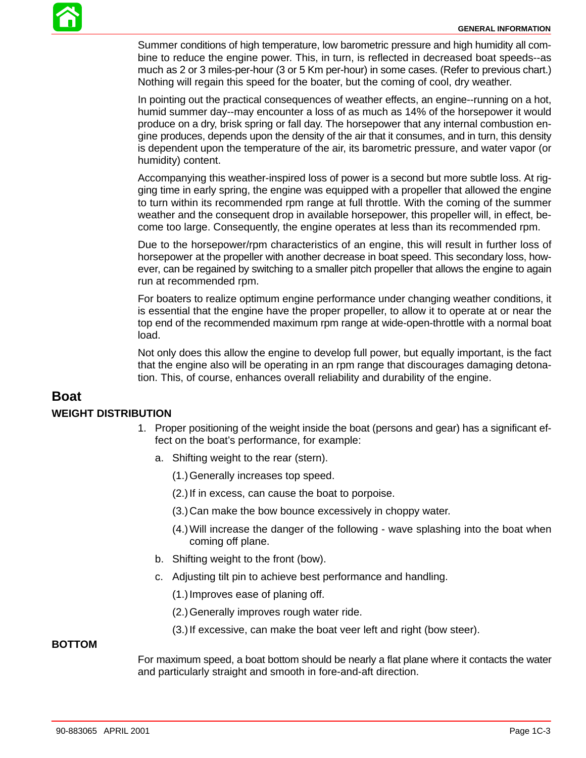Summer conditions of high temperature, low barometric pressure and high humidity all combine to reduce the engine power. This, in turn, is reflected in decreased boat speeds--as much as 2 or 3 miles-per-hour (3 or 5 Km per-hour) in some cases. (Refer to previous chart.) Nothing will regain this speed for the boater, but the coming of cool, dry weather.

In pointing out the practical consequences of weather effects, an engine--running on a hot, humid summer day--may encounter a loss of as much as 14% of the horsepower it would produce on a dry, brisk spring or fall day. The horsepower that any internal combustion engine produces, depends upon the density of the air that it consumes, and in turn, this density is dependent upon the temperature of the air, its barometric pressure, and water vapor (or humidity) content.

Accompanying this weather-inspired loss of power is a second but more subtle loss. At rigging time in early spring, the engine was equipped with a propeller that allowed the engine to turn within its recommended rpm range at full throttle. With the coming of the summer weather and the consequent drop in available horsepower, this propeller will, in effect, become too large. Consequently, the engine operates at less than its recommended rpm.

Due to the horsepower/rpm characteristics of an engine, this will result in further loss of horsepower at the propeller with another decrease in boat speed. This secondary loss, however, can be regained by switching to a smaller pitch propeller that allows the engine to again run at recommended rpm.

For boaters to realize optimum engine performance under changing weather conditions, it is essential that the engine have the proper propeller, to allow it to operate at or near the top end of the recommended maximum rpm range at wide-open-throttle with a normal boat load.

Not only does this allow the engine to develop full power, but equally important, is the fact that the engine also will be operating in an rpm range that discourages damaging detonation. This, of course, enhances overall reliability and durability of the engine.

## Boat

### WEIGHT DISTRIBUTION

1. Proper positioning of the weight inside the boat (persons and gear) has a significant effect on the boat's performance, for example:
   a. Shifting weight to the rear (stern).
      (1.) Generally increases top speed.
      (2.) If in excess, can cause the boat to porpoise.
      (3.) Can make the bow bounce excessively in choppy water.
      (4.) Will increase the danger of the following - wave splashing into the boat when coming off plane.
   b. Shifting weight to the front (bow).
   c. Adjusting tilt pin to achieve best performance and handling.
      (1.) Improves ease of planing off.
      (2.) Generally improves rough water ride.
      (3.) If excessive, can make the boat veer left and right (bow steer).

### BOTTOM

For maximum speed, a boat bottom should be nearly a flat plane where it contacts the water and particularly straight and smooth in fore-and-aft direction.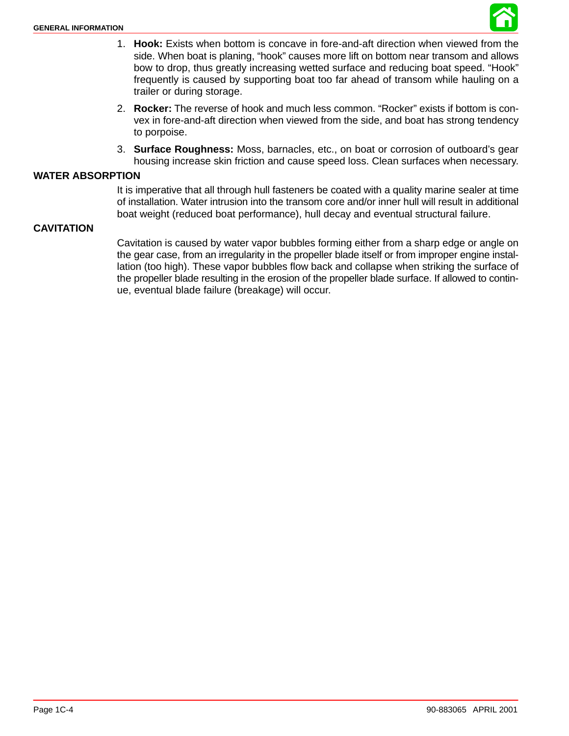1. **Hook:** Exists when bottom is concave in fore-and-aft direction when viewed from the side. When boat is planing, "hook" causes more lift on bottom near transom and allows bow to drop, thus greatly increasing wetted surface and reducing boat speed. "Hook" frequently is caused by supporting boat too far ahead of transom while hauling on a trailer or during storage.
2. **Rocker:** The reverse of hook and much less common. "Rocker" exists if bottom is convex in fore-and-aft direction when viewed from the side, and boat has strong tendency to porpoise.
3. **Surface Roughness:** Moss, barnacles, etc., on boat or corrosion of outboard's gear housing increase skin friction and cause speed loss. Clean surfaces when necessary.

## WATER ABSORPTION

It is imperative that all through hull fasteners be coated with a quality marine sealer at time of installation. Water intrusion into the transom core and/or inner hull will result in additional boat weight (reduced boat performance), hull decay and eventual structural failure.

## CAVITATION

Cavitation is caused by water vapor bubbles forming either from a sharp edge or angle on the gear case, from an irregularity in the propeller blade itself or from improper engine installation (too high). These vapor bubbles flow back and collapse when striking the surface of the propeller blade resulting in the erosion of the propeller blade surface. If allowed to continue, eventual blade failure (breakage) will occur.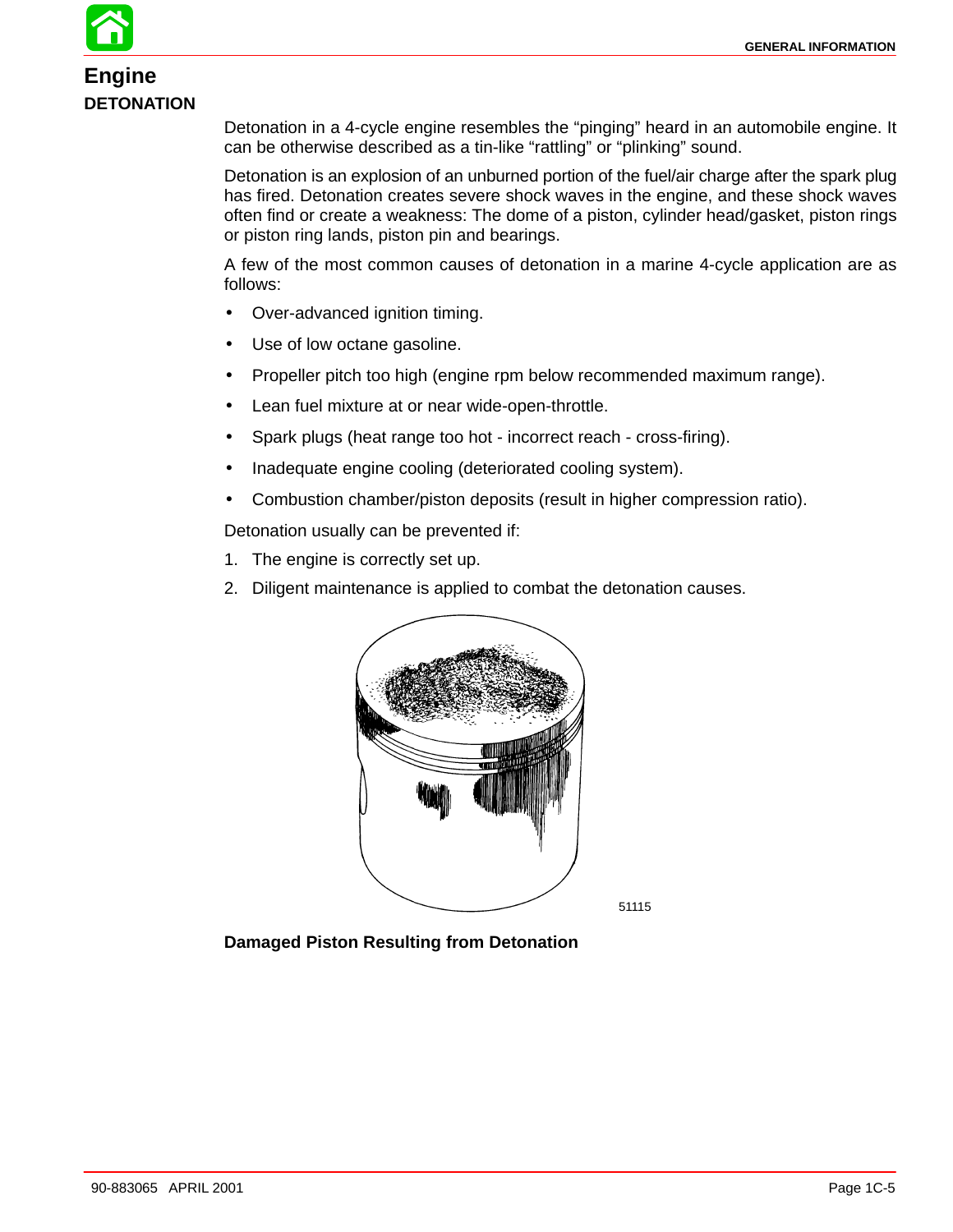# Engine

## DETONATION

Detonation in a 4-cycle engine resembles the “pinging” heard in an automobile engine. It can be otherwise described as a tin-like “rattling” or “plinking” sound.

Detonation is an explosion of an unburned portion of the fuel/air charge after the spark plug has fired. Detonation creates severe shock waves in the engine, and these shock waves often find or create a weakness: The dome of a piston, cylinder head/gasket, piston rings or piston ring lands, piston pin and bearings.

A few of the most common causes of detonation in a marine 4-cycle application are as follows:

- Over-advanced ignition timing.
- Use of low octane gasoline.
- Propeller pitch too high (engine rpm below recommended maximum range).
- Lean fuel mixture at or near wide-open-throttle.
- Spark plugs (heat range too hot - incorrect reach - cross-firing).
- Inadequate engine cooling (deteriorated cooling system).
- Combustion chamber/piston deposits (result in higher compression ratio).

Detonation usually can be prevented if:

1. The engine is correctly set up.
2. Diligent maintenance is applied to combat the detonation causes.

51115

**Damaged Piston Resulting from Detonation**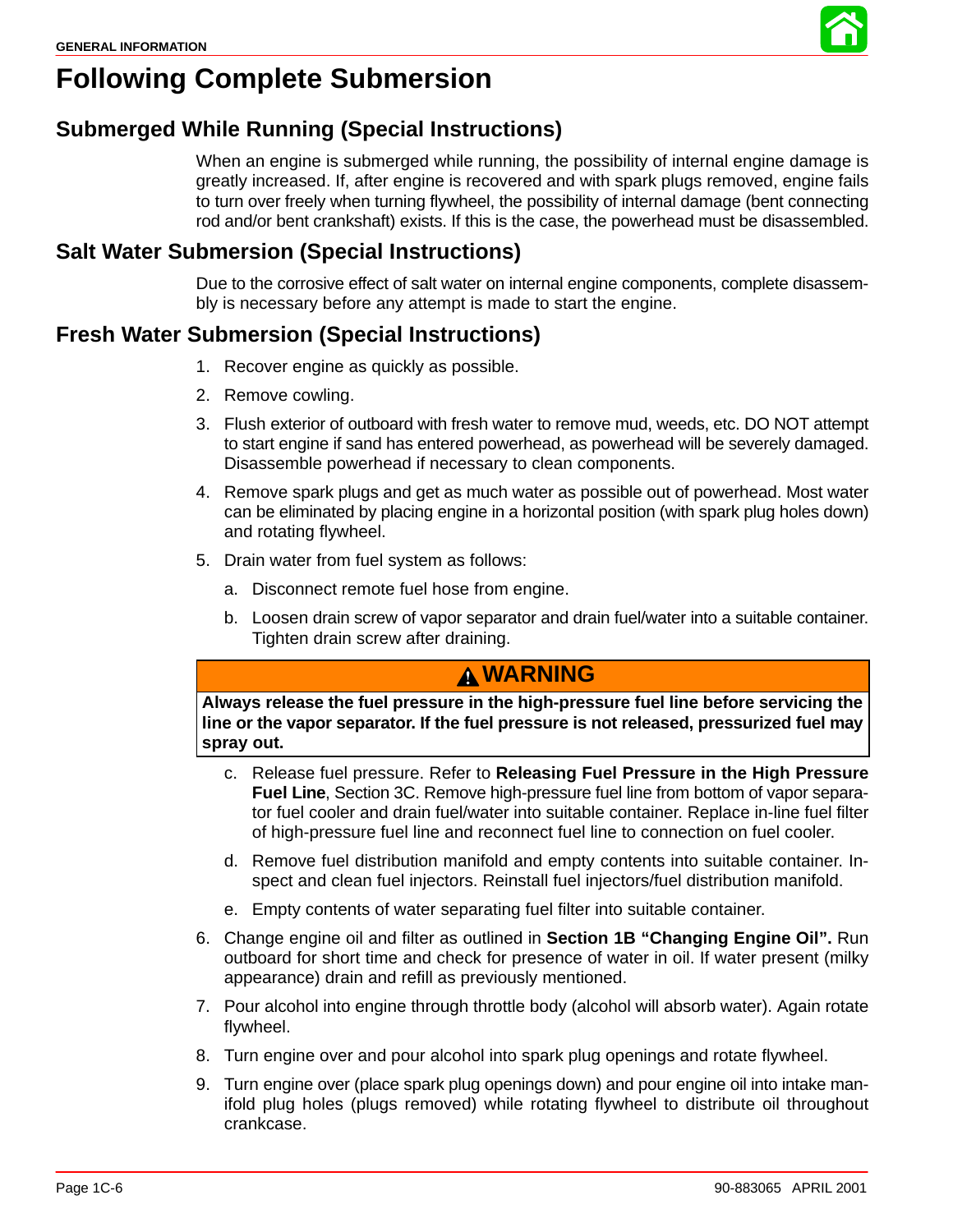# Following Complete Submersion

## Submerged While Running (Special Instructions)

When an engine is submerged while running, the possibility of internal engine damage is greatly increased. If, after engine is recovered and with spark plugs removed, engine fails to turn over freely when turning flywheel, the possibility of internal damage (bent connecting rod and/or bent crankshaft) exists. If this is the case, the powerhead must be disassembled.

## Salt Water Submersion (Special Instructions)

Due to the corrosive effect of salt water on internal engine components, complete disassembly is necessary before any attempt is made to start the engine.

## Fresh Water Submersion (Special Instructions)

1. Recover engine as quickly as possible.
2. Remove cowling.
3. Flush exterior of outboard with fresh water to remove mud, weeds, etc. DO NOT attempt to start engine if sand has entered powerhead, as powerhead will be severely damaged. Disassemble powerhead if necessary to clean components.
4. Remove spark plugs and get as much water as possible out of powerhead. Most water can be eliminated by placing engine in a horizontal position (with spark plug holes down) and rotating flywheel.
5. Drain water from fuel system as follows:
   a. Disconnect remote fuel hose from engine.
   b. Loosen drain screw of vapor separator and drain fuel/water into a suitable container. Tighten drain screw after draining.

> **WARNING**
>
> **Always release the fuel pressure in the high-pressure fuel line before servicing the line or the vapor separator. If the fuel pressure is not released, pressurized fuel may spray out.**

   c. Release fuel pressure. Refer to **Releasing Fuel Pressure in the High Pressure Fuel Line**, Section 3C. Remove high-pressure fuel line from bottom of vapor separator fuel cooler and drain fuel/water into suitable container. Replace in-line fuel filter of high-pressure fuel line and reconnect fuel line to connection on fuel cooler.
   d. Remove fuel distribution manifold and empty contents into suitable container. Inspect and clean fuel injectors. Reinstall fuel injectors/fuel distribution manifold.
   e. Empty contents of water separating fuel filter into suitable container.
6. Change engine oil and filter as outlined in **Section 1B "Changing Engine Oil".** Run outboard for short time and check for presence of water in oil. If water present (milky appearance) drain and refill as previously mentioned.
7. Pour alcohol into engine through throttle body (alcohol will absorb water). Again rotate flywheel.
8. Turn engine over and pour alcohol into spark plug openings and rotate flywheel.
9. Turn engine over (place spark plug openings down) and pour engine oil into intake manifold plug holes (plugs removed) while rotating flywheel to distribute oil throughout crankcase.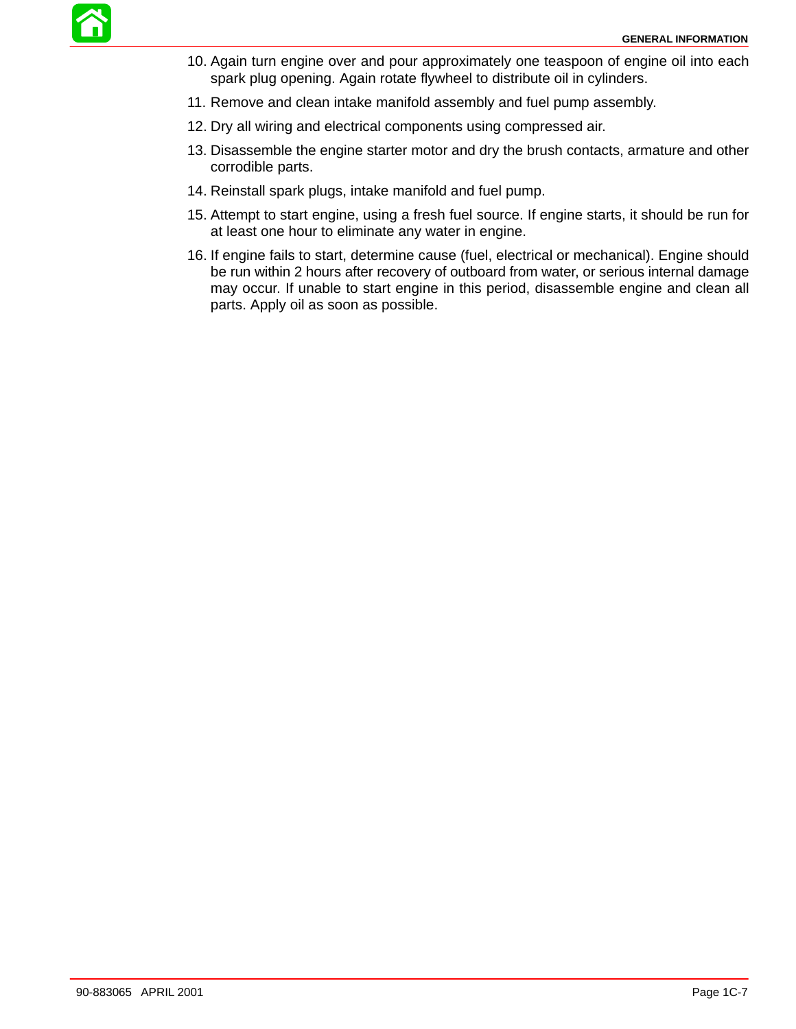10. Again turn engine over and pour approximately one teaspoon of engine oil into each spark plug opening. Again rotate flywheel to distribute oil in cylinders.
11. Remove and clean intake manifold assembly and fuel pump assembly.
12. Dry all wiring and electrical components using compressed air.
13. Disassemble the engine starter motor and dry the brush contacts, armature and other corrodible parts.
14. Reinstall spark plugs, intake manifold and fuel pump.
15. Attempt to start engine, using a fresh fuel source. If engine starts, it should be run for at least one hour to eliminate any water in engine.
16. If engine fails to start, determine cause (fuel, electrical or mechanical). Engine should be run within 2 hours after recovery of outboard from water, or serious internal damage may occur. If unable to start engine in this period, disassemble engine and clean all parts. Apply oil as soon as possible.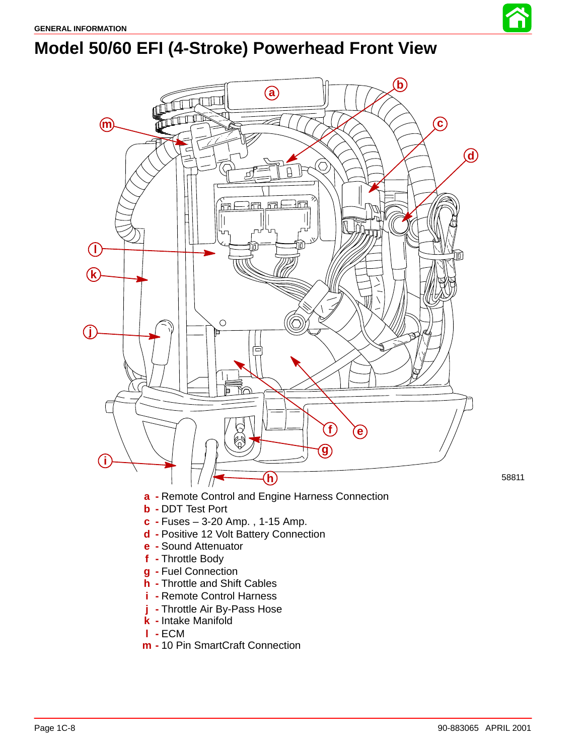# Model 50/60 EFI (4-Stroke) Powerhead Front View

58811

- **a** - Remote Control and Engine Harness Connection
- **b** - DDT Test Port
- **c** - Fuses – 3-20 Amp. , 1-15 Amp.
- **d** - Positive 12 Volt Battery Connection
- **e** - Sound Attenuator
- **f** - Throttle Body
- **g** - Fuel Connection
- **h** - Throttle and Shift Cables
- **i** - Remote Control Harness
- **j** - Throttle Air By-Pass Hose
- **k** - Intake Manifold
- **l** - ECM
- **m** - 10 Pin SmartCraft Connection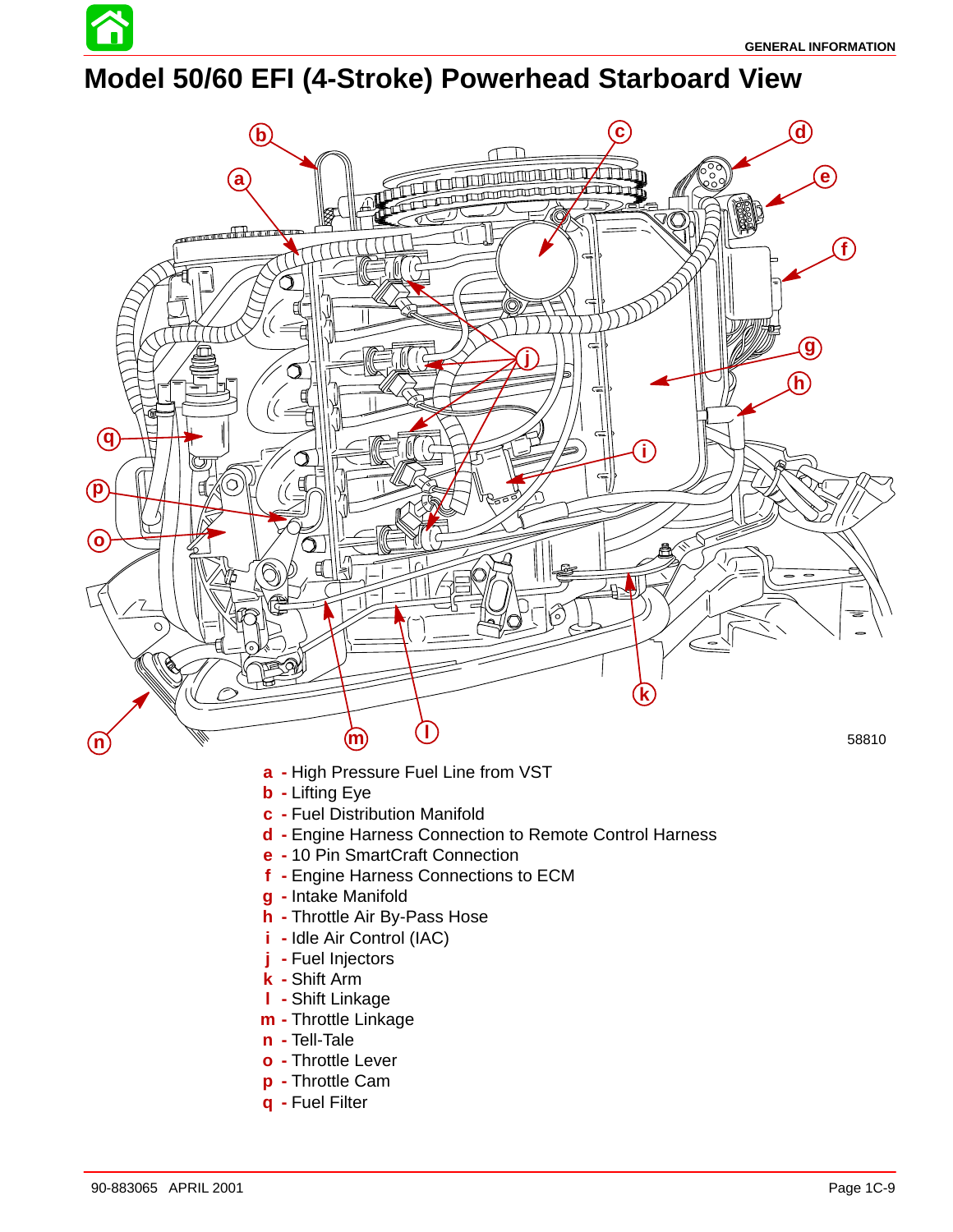# Model 50/60 EFI (4-Stroke) Powerhead Starboard View

58810

- **a** - High Pressure Fuel Line from VST
- **b** - Lifting Eye
- **c** - Fuel Distribution Manifold
- **d** - Engine Harness Connection to Remote Control Harness
- **e** - 10 Pin SmartCraft Connection
- **f** - Engine Harness Connections to ECM
- **g** - Intake Manifold
- **h** - Throttle Air By-Pass Hose
- **i** - Idle Air Control (IAC)
- **j** - Fuel Injectors
- **k** - Shift Arm
- **l** - Shift Linkage
- **m** - Throttle Linkage
- **n** - Tell-Tale
- **o** - Throttle Lever
- **p** - Throttle Cam
- **q** - Fuel Filter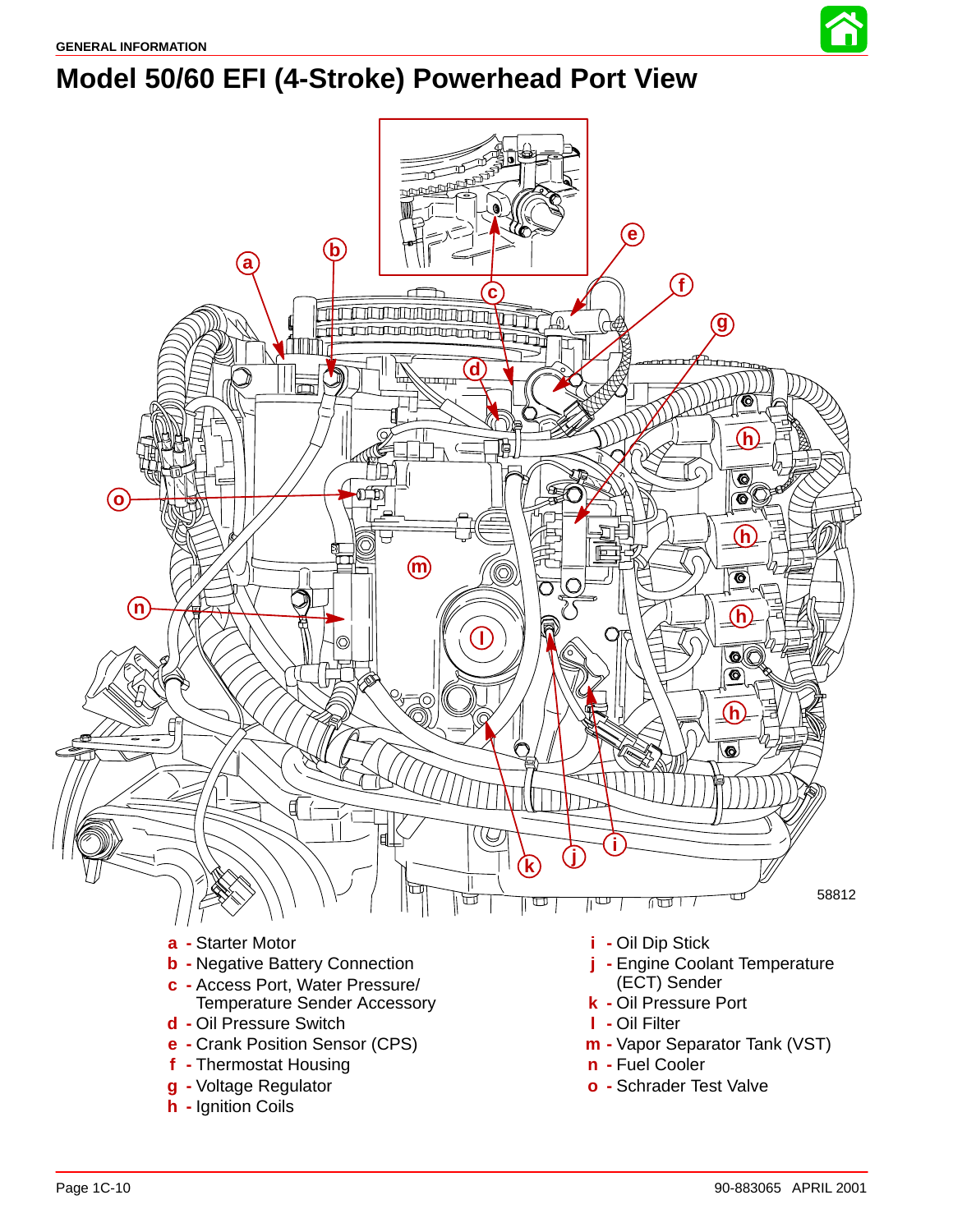# Model 50/60 EFI (4-Stroke) Powerhead Port View

58812

- **a** - Starter Motor
- **b** - Negative Battery Connection
- **c** - Access Port, Water Pressure/ Temperature Sender Accessory
- **d** - Oil Pressure Switch
- **e** - Crank Position Sensor (CPS)
- **f** - Thermostat Housing
- **g** - Voltage Regulator
- **h** - Ignition Coils
- **i** - Oil Dip Stick
- **j** - Engine Coolant Temperature (ECT) Sender
- **k** - Oil Pressure Port
- **l** - Oil Filter
- **m** - Vapor Separator Tank (VST)
- **n** - Fuel Cooler
- **o** - Schrader Test Valve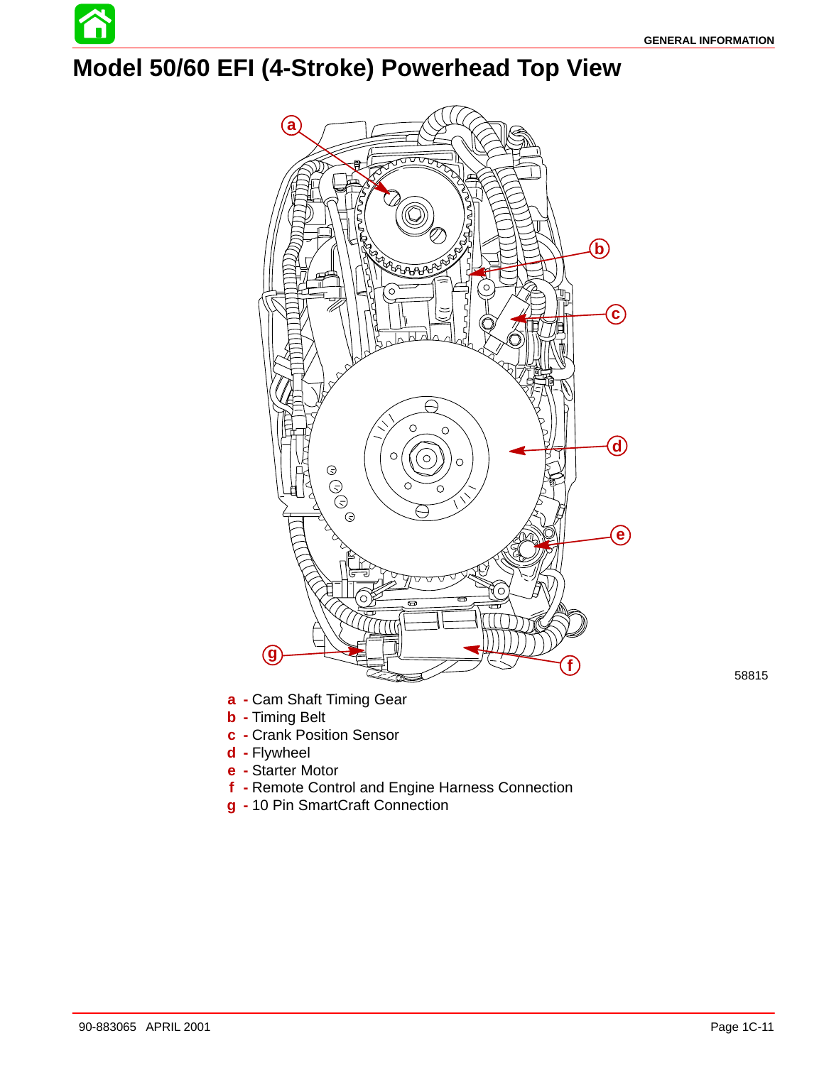# Model 50/60 EFI (4-Stroke) Powerhead Top View

58815

- **a** - Cam Shaft Timing Gear
- **b** - Timing Belt
- **c** - Crank Position Sensor
- **d** - Flywheel
- **e** - Starter Motor
- **f** - Remote Control and Engine Harness Connection
- **g** - 10 Pin SmartCraft Connection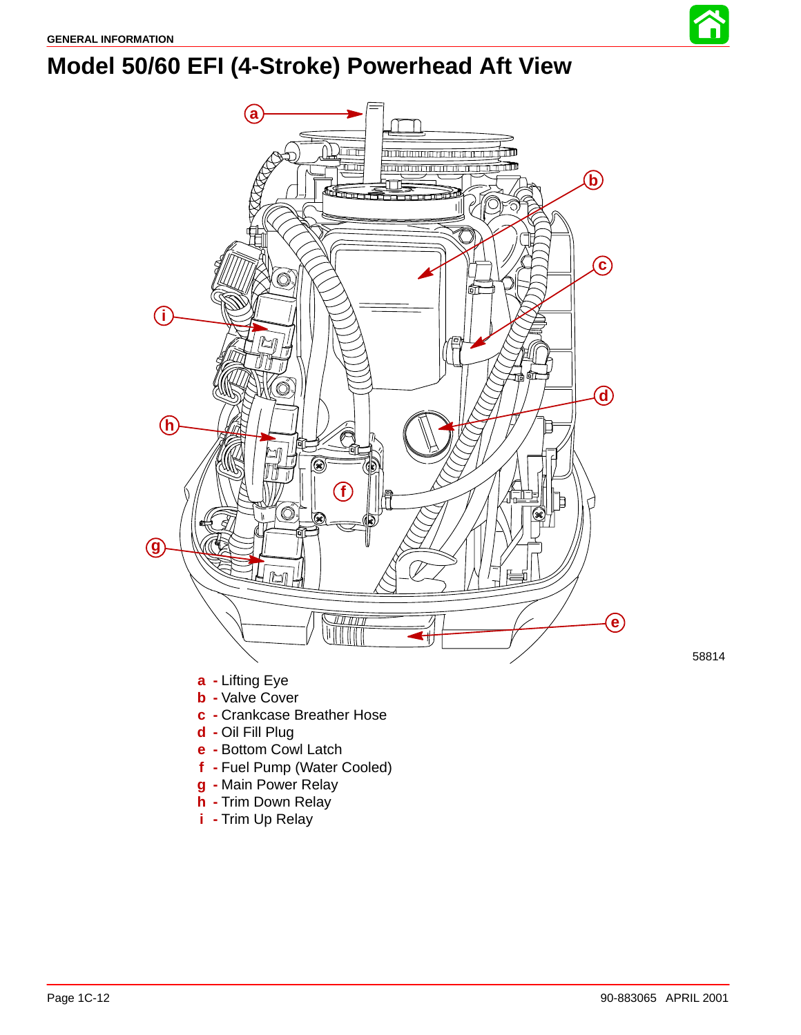# Model 50/60 EFI (4-Stroke) Powerhead Aft View

58814

**a** - Lifting Eye
**b** - Valve Cover
**c** - Crankcase Breather Hose
**d** - Oil Fill Plug
**e** - Bottom Cowl Latch
**f** - Fuel Pump (Water Cooled)
**g** - Main Power Relay
**h** - Trim Down Relay
**i** - Trim Up Relay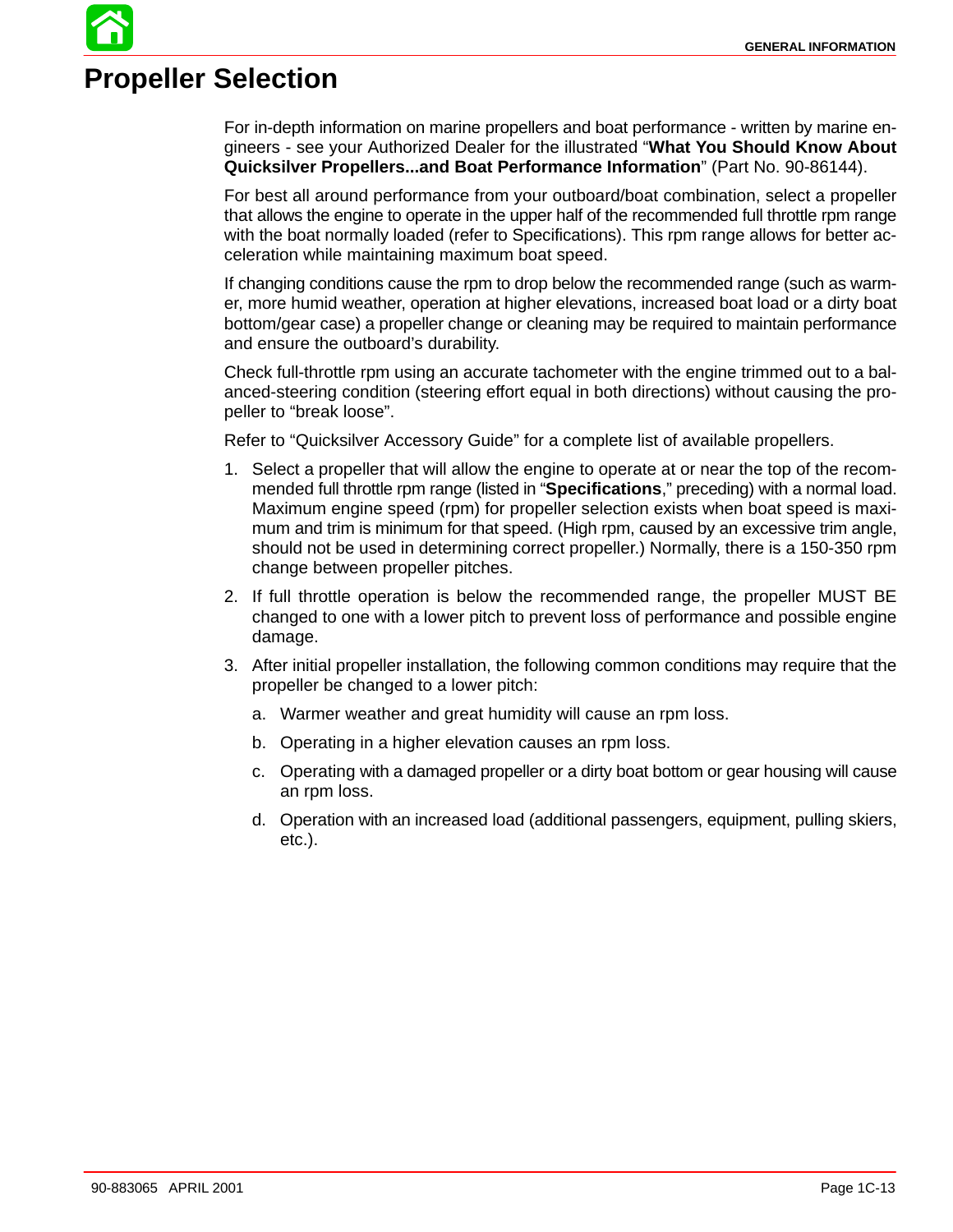# Propeller Selection

For in-depth information on marine propellers and boat performance - written by marine engineers - see your Authorized Dealer for the illustrated "**What You Should Know About Quicksilver Propellers...and Boat Performance Information**" (Part No. 90-86144).

For best all around performance from your outboard/boat combination, select a propeller that allows the engine to operate in the upper half of the recommended full throttle rpm range with the boat normally loaded (refer to Specifications). This rpm range allows for better acceleration while maintaining maximum boat speed.

If changing conditions cause the rpm to drop below the recommended range (such as warmer, more humid weather, operation at higher elevations, increased boat load or a dirty boat bottom/gear case) a propeller change or cleaning may be required to maintain performance and ensure the outboard's durability.

Check full-throttle rpm using an accurate tachometer with the engine trimmed out to a balanced-steering condition (steering effort equal in both directions) without causing the propeller to "break loose".

Refer to "Quicksilver Accessory Guide" for a complete list of available propellers.

1. Select a propeller that will allow the engine to operate at or near the top of the recommended full throttle rpm range (listed in "**Specifications**," preceding) with a normal load. Maximum engine speed (rpm) for propeller selection exists when boat speed is maximum and trim is minimum for that speed. (High rpm, caused by an excessive trim angle, should not be used in determining correct propeller.) Normally, there is a 150-350 rpm change between propeller pitches.
2. If full throttle operation is below the recommended range, the propeller MUST BE changed to one with a lower pitch to prevent loss of performance and possible engine damage.
3. After initial propeller installation, the following common conditions may require that the propeller be changed to a lower pitch:
   a. Warmer weather and great humidity will cause an rpm loss.
   b. Operating in a higher elevation causes an rpm loss.
   c. Operating with a damaged propeller or a dirty boat bottom or gear housing will cause an rpm loss.
   d. Operation with an increased load (additional passengers, equipment, pulling skiers, etc.).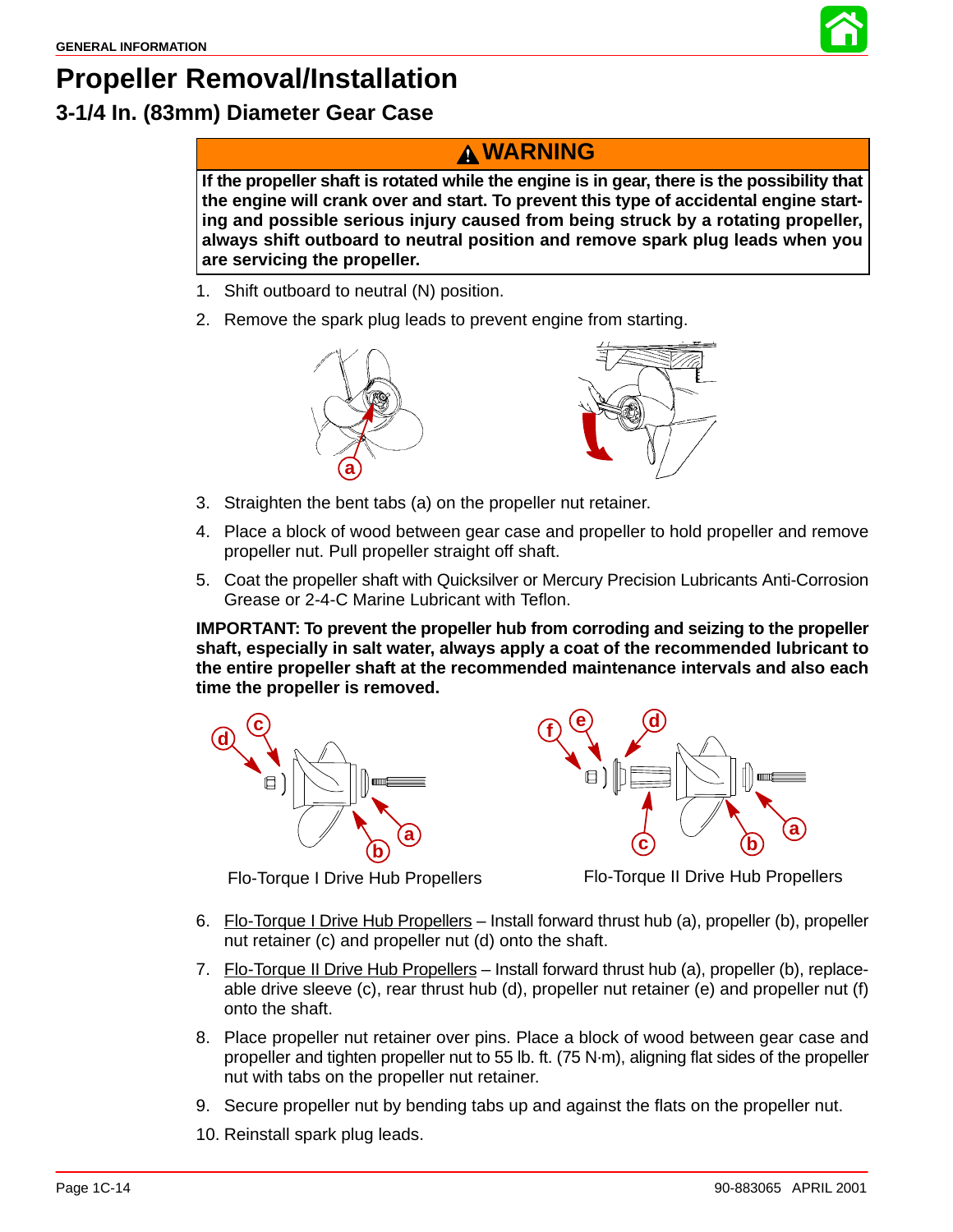# Propeller Removal/Installation

## 3-1/4 In. (83mm) Diameter Gear Case

**⚠ WARNING**

**If the propeller shaft is rotated while the engine is in gear, there is the possibility that the engine will crank over and start. To prevent this type of accidental engine starting and possible serious injury caused from being struck by a rotating propeller, always shift outboard to neutral position and remove spark plug leads when you are servicing the propeller.**

1. Shift outboard to neutral (N) position.
2. Remove the spark plug leads to prevent engine from starting.
3. Straighten the bent tabs (a) on the propeller nut retainer.
4. Place a block of wood between gear case and propeller to hold propeller and remove propeller nut. Pull propeller straight off shaft.
5. Coat the propeller shaft with Quicksilver or Mercury Precision Lubricants Anti-Corrosion Grease or 2-4-C Marine Lubricant with Teflon.

**IMPORTANT: To prevent the propeller hub from corroding and seizing to the propeller shaft, especially in salt water, always apply a coat of the recommended lubricant to the entire propeller shaft at the recommended maintenance intervals and also each time the propeller is removed.**

Flo-Torque I Drive Hub Propellers

Flo-Torque II Drive Hub Propellers

6. Flo-Torque I Drive Hub Propellers – Install forward thrust hub (a), propeller (b), propeller nut retainer (c) and propeller nut (d) onto the shaft.
7. Flo-Torque II Drive Hub Propellers – Install forward thrust hub (a), propeller (b), replaceable drive sleeve (c), rear thrust hub (d), propeller nut retainer (e) and propeller nut (f) onto the shaft.
8. Place propeller nut retainer over pins. Place a block of wood between gear case and propeller and tighten propeller nut to 55 lb. ft. (75 N·m), aligning flat sides of the propeller nut with tabs on the propeller nut retainer.
9. Secure propeller nut by bending tabs up and against the flats on the propeller nut.
10. Reinstall spark plug leads.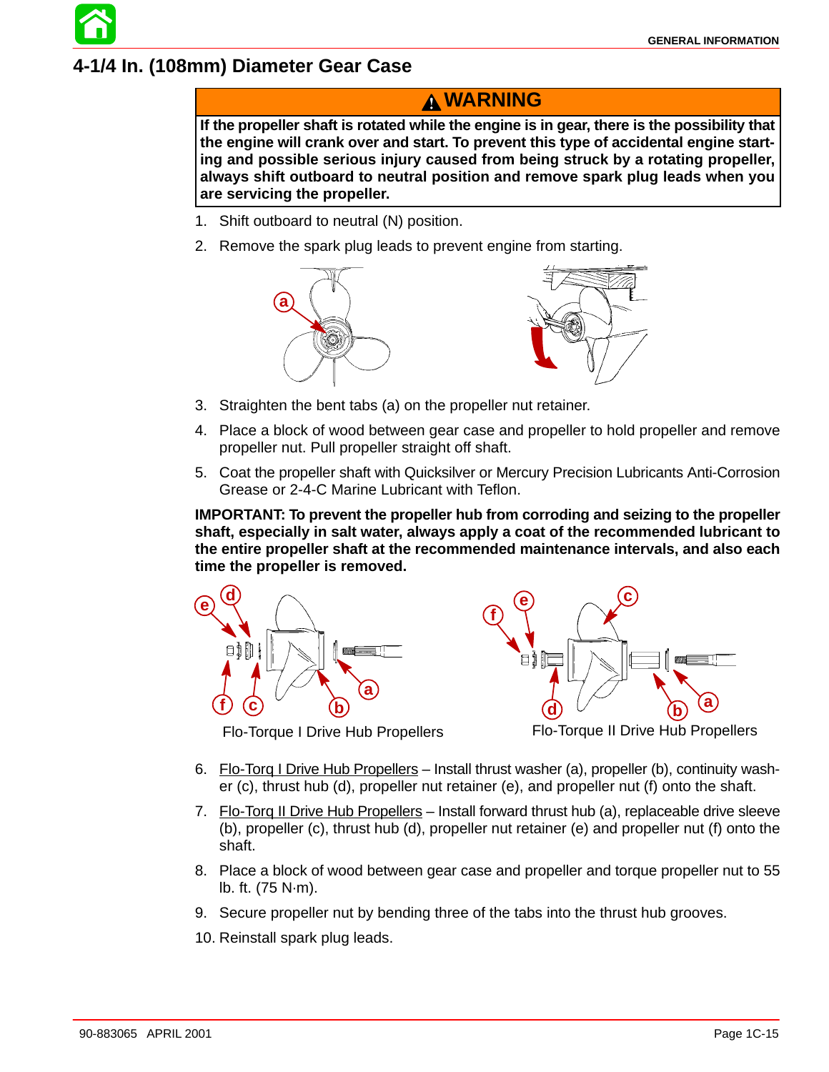## 4-1/4 In. (108mm) Diameter Gear Case

**⚠ WARNING**

**If the propeller shaft is rotated while the engine is in gear, there is the possibility that the engine will crank over and start. To prevent this type of accidental engine starting and possible serious injury caused by being struck by a rotating propeller, always shift outboard to neutral position and remove spark plug leads when you are servicing the propeller.**

1. Shift outboard to neutral (N) position.
2. Remove the spark plug leads to prevent engine from starting.
3. Straighten the bent tabs (a) on the propeller nut retainer.
4. Place a block of wood between gear case and propeller to hold propeller and remove propeller nut. Pull propeller straight off shaft.
5. Coat the propeller shaft with Quicksilver or Mercury Precision Lubricants Anti-Corrosion Grease or 2-4-C Marine Lubricant with Teflon.

**IMPORTANT: To prevent the propeller hub from corroding and seizing to the propeller shaft, especially in salt water, always apply a coat of the recommended lubricant to the entire propeller shaft at the recommended maintenance intervals, and also each time the propeller is removed.**

Flo-Torque I Drive Hub Propellers

Flo-Torque II Drive Hub Propellers

6. Flo-Torq I Drive Hub Propellers – Install thrust washer (a), propeller (b), continuity washer (c), thrust hub (d), propeller nut retainer (e), and propeller nut (f) onto the shaft.
7. Flo-Torq II Drive Hub Propellers – Install forward thrust hub (a), replaceable drive sleeve (b), propeller (c), thrust hub (d), propeller nut retainer (e) and propeller nut (f) onto the shaft.
8. Place a block of wood between gear case and propeller and torque propeller nut to 55 lb. ft. (75 N·m).
9. Secure propeller nut by bending three of the tabs into the thrust hub grooves.
10. Reinstall spark plug leads.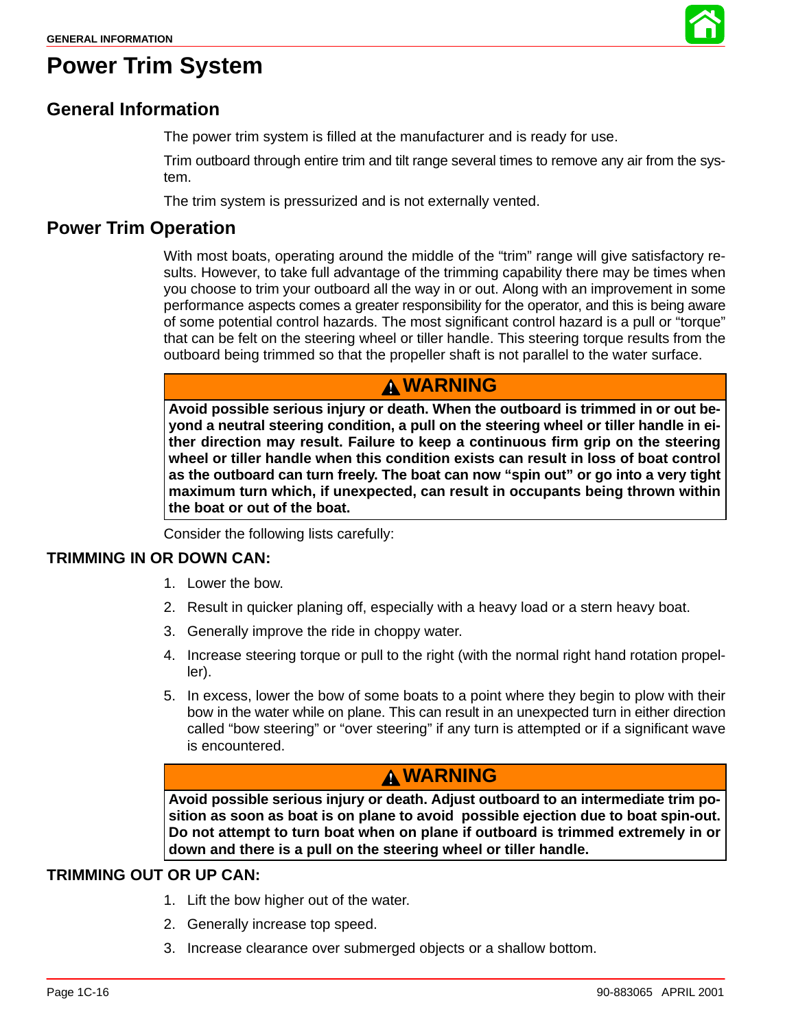# Power Trim System

## General Information

The power trim system is filled at the manufacturer and is ready for use.

Trim outboard through entire trim and tilt range several times to remove any air from the system.

The trim system is pressurized and is not externally vented.

## Power Trim Operation

With most boats, operating around the middle of the "trim" range will give satisfactory results. However, to take full advantage of the trimming capability there may be times when you choose to trim your outboard all the way in or out. Along with an improvement in some performance aspects comes a greater responsibility for the operator, and this is being aware of some potential control hazards. The most significant control hazard is a pull or "torque" that can be felt on the steering wheel or tiller handle. This steering torque results from the outboard being trimmed so that the propeller shaft is not parallel to the water surface.

> **⚠ WARNING**
>
> **Avoid possible serious injury or death. When the outboard is trimmed in or out beyond a neutral steering condition, a pull on the steering wheel or tiller handle in either direction may result. Failure to keep a continuous firm grip on the steering wheel or tiller handle when this condition exists can result in loss of boat control as the outboard can turn freely. The boat can now "spin out" or go into a very tight maximum turn which, if unexpected, can result in occupants being thrown within the boat or out of the boat.**

Consider the following lists carefully:

### TRIMMING IN OR DOWN CAN:

1. Lower the bow.
2. Result in quicker planing off, especially with a heavy load or a stern heavy boat.
3. Generally improve the ride in choppy water.
4. Increase steering torque or pull to the right (with the normal right hand rotation propeller).
5. In excess, lower the bow of some boats to a point where they begin to plow with their bow in the water while on plane. This can result in an unexpected turn in either direction called "bow steering" or "over steering" if any turn is attempted or if a significant wave is encountered.

> **⚠ WARNING**
>
> **Avoid possible serious injury or death. Adjust outboard to an intermediate trim position as soon as boat is on plane to avoid possible ejection due to boat spin-out. Do not attempt to turn boat when on plane if outboard is trimmed extremely in or down and there is a pull on the steering wheel or tiller handle.**

### TRIMMING OUT OR UP CAN:

1. Lift the bow higher out of the water.
2. Generally increase top speed.
3. Increase clearance over submerged objects or a shallow bottom.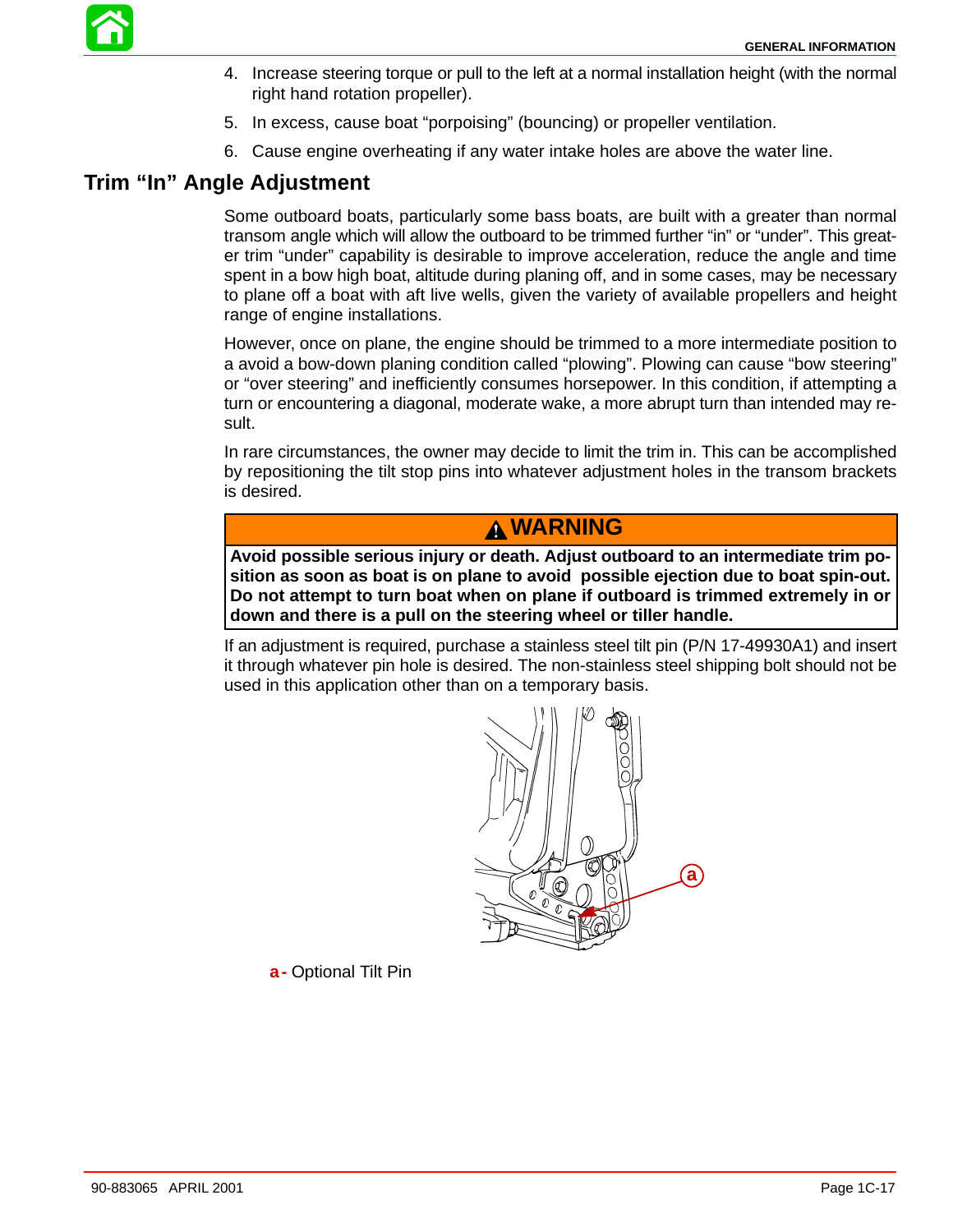4. Increase steering torque or pull to the left at a normal installation height (with the normal right hand rotation propeller).
5. In excess, cause boat “porpoising” (bouncing) or propeller ventilation.
6. Cause engine overheating if any water intake holes are above the water line.

## Trim “In” Angle Adjustment

Some outboard boats, particularly some bass boats, are built with a greater than normal transom angle which will allow the outboard to be trimmed further “in” or “under”. This greater trim “under” capability is desirable to improve acceleration, reduce the angle and time spent in a bow high boat, altitude during planing off, and in some cases, may be necessary to plane off a boat with aft live wells, given the variety of available propellers and height range of engine installations.

However, once on plane, the engine should be trimmed to a more intermediate position to a avoid a bow-down planing condition called “plowing”. Plowing can cause “bow steering” or “over steering” and inefficiently consumes horsepower. In this condition, if attempting a turn or encountering a diagonal, moderate wake, a more abrupt turn than intended may result.

In rare circumstances, the owner may decide to limit the trim in. This can be accomplished by repositioning the tilt stop pins into whatever adjustment holes in the transom brackets is desired.

**WARNING**

**Avoid possible serious injury or death. Adjust outboard to an intermediate trim position as soon as boat is on plane to avoid possible ejection due to boat spin-out. Do not attempt to turn boat when on plane if outboard is trimmed extremely in or down and there is a pull on the steering wheel or tiller handle.**

If an adjustment is required, purchase a stainless steel tilt pin (P/N 17-49930A1) and insert it through whatever pin hole is desired. The non-stainless steel shipping bolt should not be used in this application other than on a temporary basis.

a - Optional Tilt Pin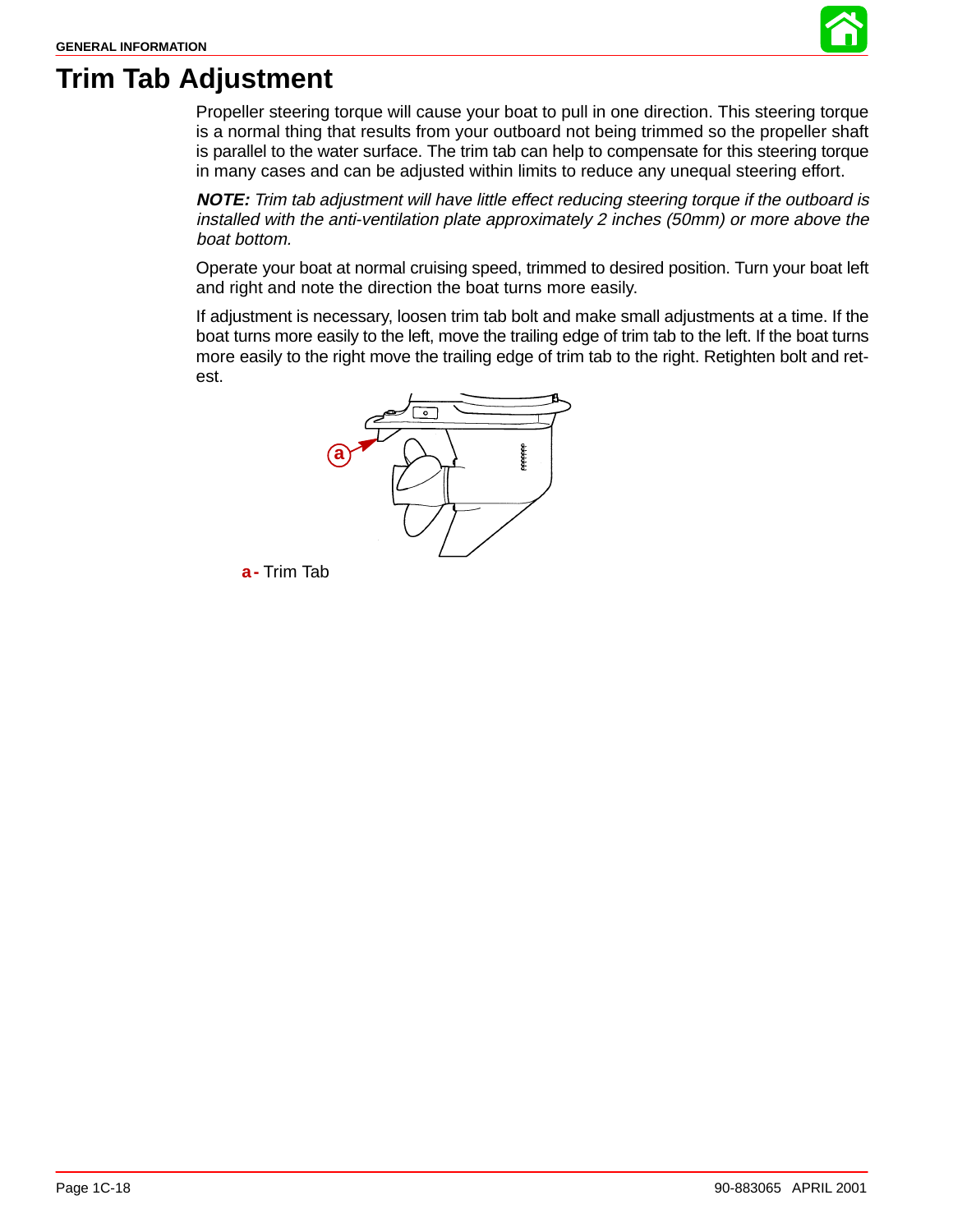# Trim Tab Adjustment

Propeller steering torque will cause your boat to pull in one direction. This steering torque is a normal thing that results from your outboard not being trimmed so the propeller shaft is parallel to the water surface. The trim tab can help to compensate for this steering torque in many cases and can be adjusted within limits to reduce any unequal steering effort.

***NOTE:*** *Trim tab adjustment will have little effect reducing steering torque if the outboard is installed with the anti-ventilation plate approximately 2 inches (50mm) or more above the boat bottom.*

Operate your boat at normal cruising speed, trimmed to desired position. Turn your boat left and right and note the direction the boat turns more easily.

If adjustment is necessary, loosen trim tab bolt and make small adjustments at a time. If the boat turns more easily to the left, move the trailing edge of trim tab to the left. If the boat turns more easily to the right move the trailing edge of trim tab to the right. Retighten bolt and retest.

**a -** Trim Tab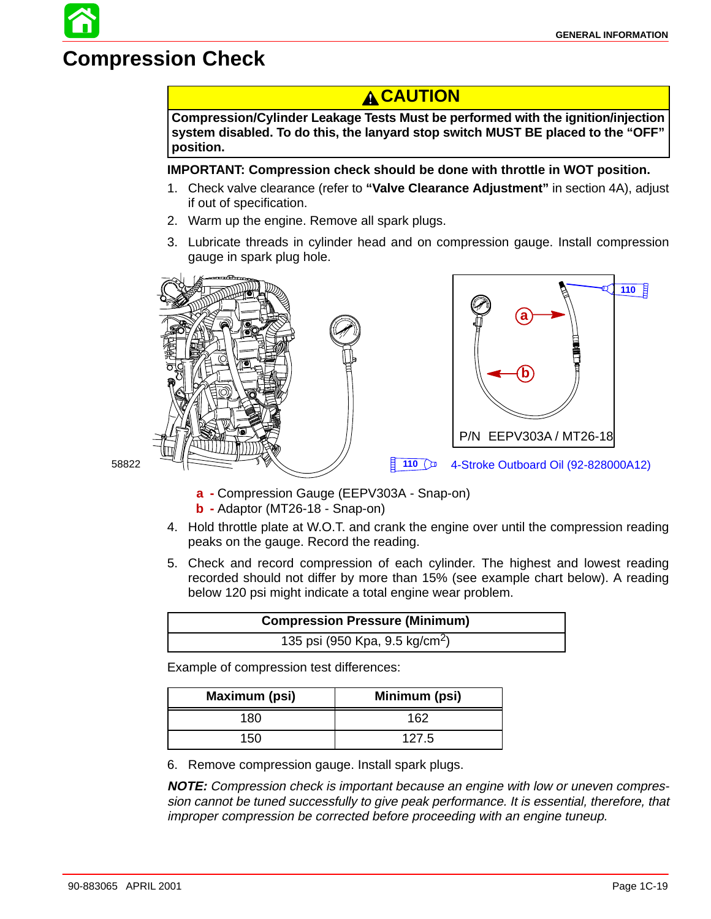# Compression Check

> **⚠ CAUTION**
>
> **Compression/Cylinder Leakage Tests Must be performed with the ignition/injection system disabled. To do this, the lanyard stop switch MUST BE placed to the "OFF" position.**

**IMPORTANT: Compression check should be done with throttle in WOT position.**

1. Check valve clearance (refer to **"Valve Clearance Adjustment"** in section 4A), adjust if out of specification.
2. Warm up the engine. Remove all spark plugs.
3. Lubricate threads in cylinder head and on compression gauge. Install compression gauge in spark plug hole.

110

P/N EEPV303A / MT26-18

58822

110 — 4-Stroke Outboard Oil (92-828000A12)

**a -** Compression Gauge (EEPV303A - Snap-on)
**b -** Adaptor (MT26-18 - Snap-on)

4. Hold throttle plate at W.O.T. and crank the engine over until the compression reading peaks on the gauge. Record the reading.
5. Check and record compression of each cylinder. The highest and lowest reading recorded should not differ by more than 15% (see example chart below). A reading below 120 psi might indicate a total engine wear problem.

| Compression Pressure (Minimum) |
|---|
| 135 psi (950 Kpa, 9.5 kg/cm$^2$) |

Example of compression test differences:

| Maximum (psi) | Minimum (psi) |
|---|---|
| 180 | 162 |
| 150 | 127.5 |

6. Remove compression gauge. Install spark plugs.

***NOTE:*** *Compression check is important because an engine with low or uneven compression cannot be tuned successfully to give peak performance. It is essential, therefore, that improper compression be corrected before proceeding with an engine tuneup.*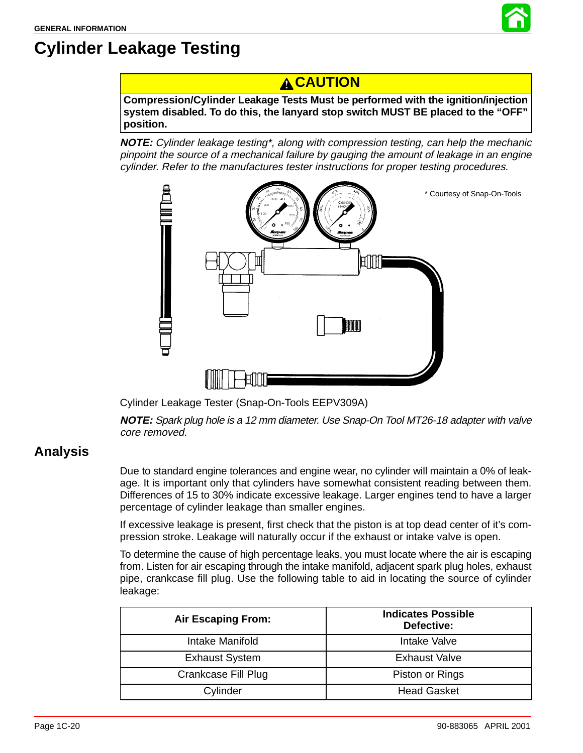# Cylinder Leakage Testing

**⚠ CAUTION**

**Compression/Cylinder Leakage Tests Must be performed with the ignition/injection system disabled. To do this, the lanyard stop switch MUST BE placed to the "OFF" position.**

***NOTE:*** *Cylinder leakage testing*, along with compression testing, can help the mechanic pinpoint the source of a mechanical failure by gauging the amount of leakage in an engine cylinder. Refer to the manufactures tester instructions for proper testing procedures.*

* Courtesy of Snap-On-Tools

Cylinder Leakage Tester (Snap-On-Tools EEPV309A)

***NOTE:*** *Spark plug hole is a 12 mm diameter. Use Snap-On Tool MT26-18 adapter with valve core removed.*

## Analysis

Due to standard engine tolerances and engine wear, no cylinder will maintain a 0% of leakage. It is important only that cylinders have somewhat consistent reading between them. Differences of 15 to 30% indicate excessive leakage. Larger engines tend to have a larger percentage of cylinder leakage than smaller engines.

If excessive leakage is present, first check that the piston is at top dead center of it's compression stroke. Leakage will naturally occur if the exhaust or intake valve is open.

To determine the cause of high percentage leaks, you must locate where the air is escaping from. Listen for air escaping through the intake manifold, adjacent spark plug holes, exhaust pipe, crankcase fill plug. Use the following table to aid in locating the source of cylinder leakage:

| Air Escaping From: | Indicates Possible Defective: |
|---|---|
| Intake Manifold | Intake Valve |
| Exhaust System | Exhaust Valve |
| Crankcase Fill Plug | Piston or Rings |
| Cylinder | Head Gasket |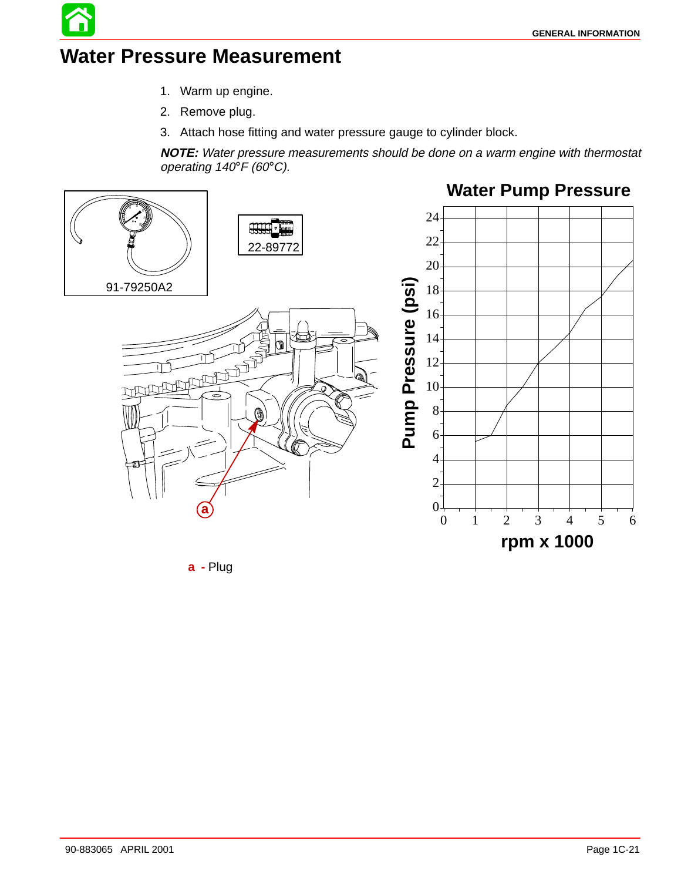# Water Pressure Measurement

1. Warm up engine.
2. Remove plug.
3. Attach hose fitting and water pressure gauge to cylinder block.

***NOTE:*** *Water pressure measurements should be done on a warm engine with thermostat operating 140°F (60°C).*

91-79250A2

22-89772

**a** - Plug

**Water Pump Pressure**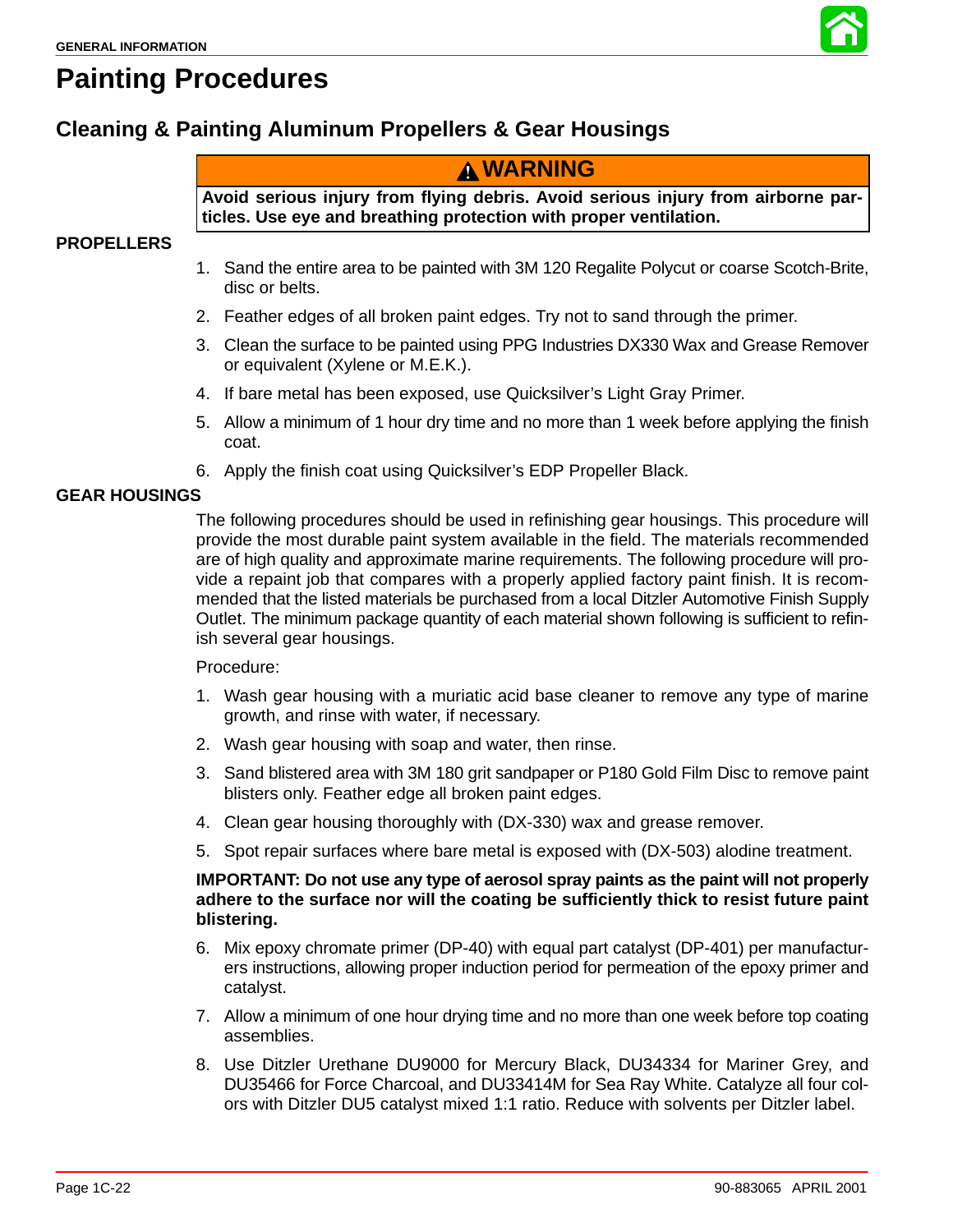# Painting Procedures

## Cleaning & Painting Aluminum Propellers & Gear Housings

**⚠ WARNING**

**Avoid serious injury from flying debris. Avoid serious injury from airborne particles. Use eye and breathing protection with proper ventilation.**

### PROPELLERS

1. Sand the entire area to be painted with 3M 120 Regalite Polycut or coarse Scotch-Brite, disc or belts.
2. Feather edges of all broken paint edges. Try not to sand through the primer.
3. Clean the surface to be painted using PPG Industries DX330 Wax and Grease Remover or equivalent (Xylene or M.E.K.).
4. If bare metal has been exposed, use Quicksilver's Light Gray Primer.
5. Allow a minimum of 1 hour dry time and no more than 1 week before applying the finish coat.
6. Apply the finish coat using Quicksilver's EDP Propeller Black.

### GEAR HOUSINGS

The following procedures should be used in refinishing gear housings. This procedure will provide the most durable paint system available in the field. The materials recommended are of high quality and approximate marine requirements. The following procedure will provide a repaint job that compares with a properly applied factory paint finish. It is recommended that the listed materials be purchased from a local Ditzler Automotive Finish Supply Outlet. The minimum package quantity of each material shown following is sufficient to refinish several gear housings.

Procedure:

1. Wash gear housing with a muriatic acid base cleaner to remove any type of marine growth, and rinse with water, if necessary.
2. Wash gear housing with soap and water, then rinse.
3. Sand blistered area with 3M 180 grit sandpaper or P180 Gold Film Disc to remove paint blisters only. Feather edge all broken paint edges.
4. Clean gear housing thoroughly with (DX-330) wax and grease remover.
5. Spot repair surfaces where bare metal is exposed with (DX-503) alodine treatment.

**IMPORTANT: Do not use any type of aerosol spray paints as the paint will not properly adhere to the surface nor will the coating be sufficiently thick to resist future paint blistering.**

6. Mix epoxy chromate primer (DP-40) with equal part catalyst (DP-401) per manufacturers instructions, allowing proper induction period for permeation of the epoxy primer and catalyst.
7. Allow a minimum of one hour drying time and no more than one week before top coating assemblies.
8. Use Ditzler Urethane DU9000 for Mercury Black, DU34334 for Mariner Grey, and DU35466 for Force Charcoal, and DU33414M for Sea Ray White. Catalyze all four colors with Ditzler DU5 catalyst mixed 1:1 ratio. Reduce with solvents per Ditzler label.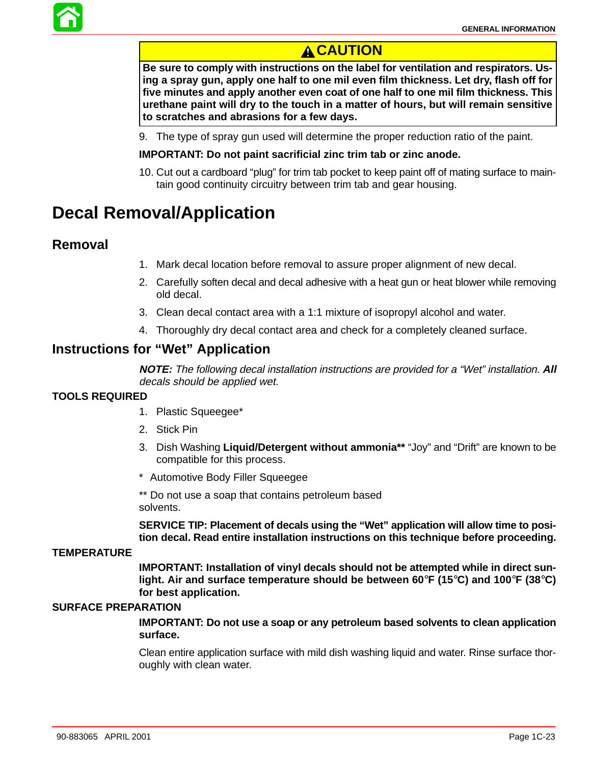**⚠ CAUTION**

**Be sure to comply with instructions on the label for ventilation and respirators. Using a spray gun, apply one half to one mil even film thickness. Let dry, flash off for five minutes and apply another even coat of one half to one mil film thickness. This urethane paint will dry to the touch in a matter of hours, but will remain sensitive to scratches and abrasions for a few days.**

9. The type of spray gun used will determine the proper reduction ratio of the paint.

**IMPORTANT: Do not paint sacrificial zinc trim tab or zinc anode.**

10. Cut out a cardboard "plug" for trim tab pocket to keep paint off of mating surface to maintain good continuity circuitry between trim tab and gear housing.

# Decal Removal/Application

## Removal

1. Mark decal location before removal to assure proper alignment of new decal.
2. Carefully soften decal and decal adhesive with a heat gun or heat blower while removing old decal.
3. Clean decal contact area with a 1:1 mixture of isopropyl alcohol and water.
4. Thoroughly dry decal contact area and check for a completely cleaned surface.

## Instructions for "Wet" Application

***NOTE:*** *The following decal installation instructions are provided for a "Wet" installation.* ***All*** *decals should be applied wet.*

### TOOLS REQUIRED

1. Plastic Squeegee*
2. Stick Pin
3. Dish Washing **Liquid/Detergent without ammonia**** "Joy" and "Drift" are known to be compatible for this process.

\* Automotive Body Filler Squeegee

** Do not use a soap that contains petroleum based solvents.

**SERVICE TIP: Placement of decals using the "Wet" application will allow time to position decal. Read entire installation instructions on this technique before proceeding.**

### TEMPERATURE

**IMPORTANT: Installation of vinyl decals should not be attempted while in direct sunlight. Air and surface temperature should be between 60°F (15°C) and 100°F (38°C) for best application.**

### SURFACE PREPARATION

**IMPORTANT: Do not use a soap or any petroleum based solvents to clean application surface.**

Clean entire application surface with mild dish washing liquid and water. Rinse surface thoroughly with clean water.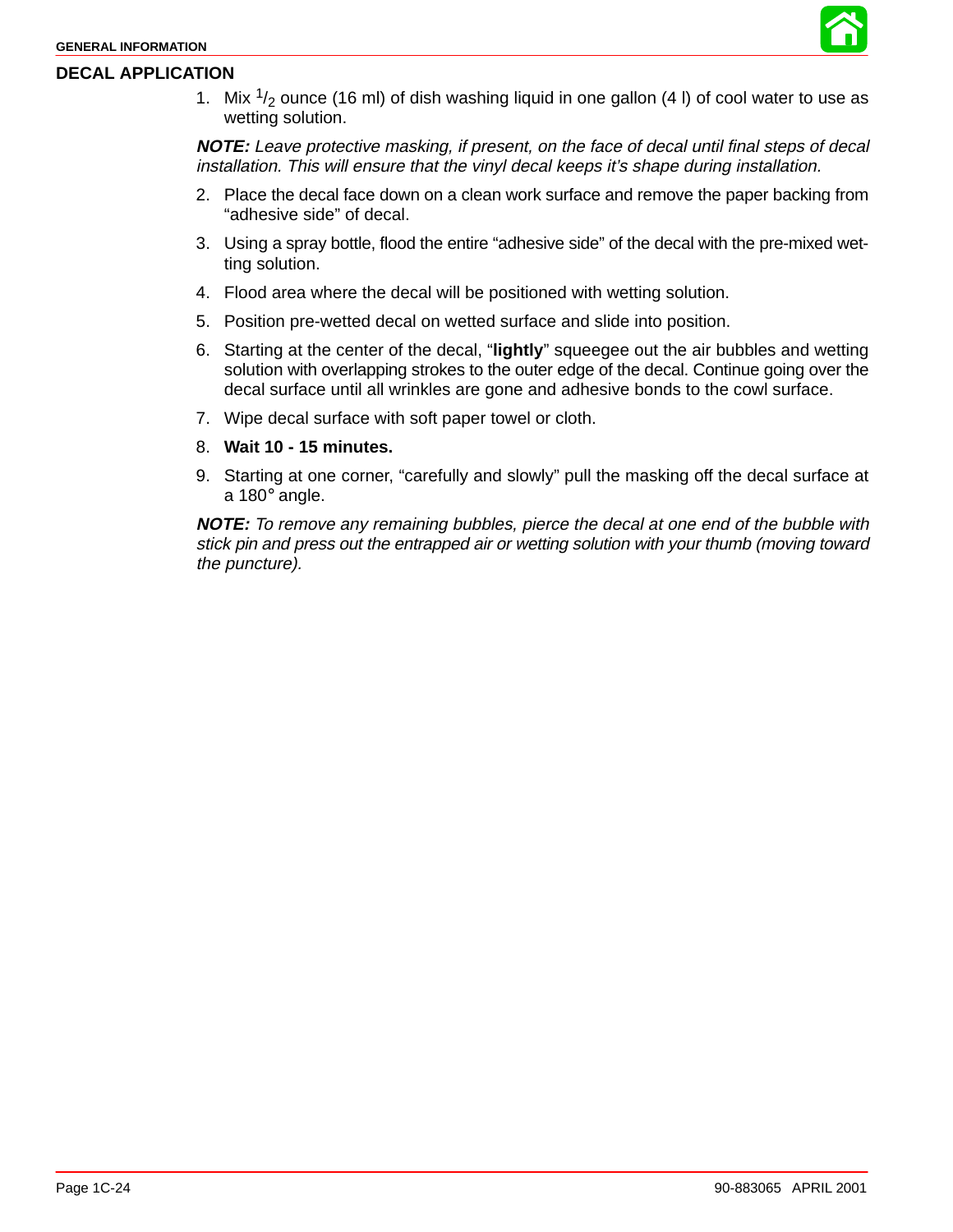## DECAL APPLICATION

1. Mix $^{1}/_{2}$ ounce (16 ml) of dish washing liquid in one gallon (4 l) of cool water to use as wetting solution.

***NOTE:*** *Leave protective masking, if present, on the face of decal until final steps of decal installation. This will ensure that the vinyl decal keeps it's shape during installation.*

2. Place the decal face down on a clean work surface and remove the paper backing from "adhesive side" of decal.
3. Using a spray bottle, flood the entire "adhesive side" of the decal with the pre-mixed wetting solution.
4. Flood area where the decal will be positioned with wetting solution.
5. Position pre-wetted decal on wetted surface and slide into position.
6. Starting at the center of the decal, "**lightly**" squeegee out the air bubbles and wetting solution with overlapping strokes to the outer edge of the decal. Continue going over the decal surface until all wrinkles are gone and adhesive bonds to the cowl surface.
7. Wipe decal surface with soft paper towel or cloth.
8. **Wait 10 - 15 minutes.**
9. Starting at one corner, "carefully and slowly" pull the masking off the decal surface at a 180° angle.

***NOTE:*** *To remove any remaining bubbles, pierce the decal at one end of the bubble with stick pin and press out the entrapped air or wetting solution with your thumb (moving toward the puncture).*